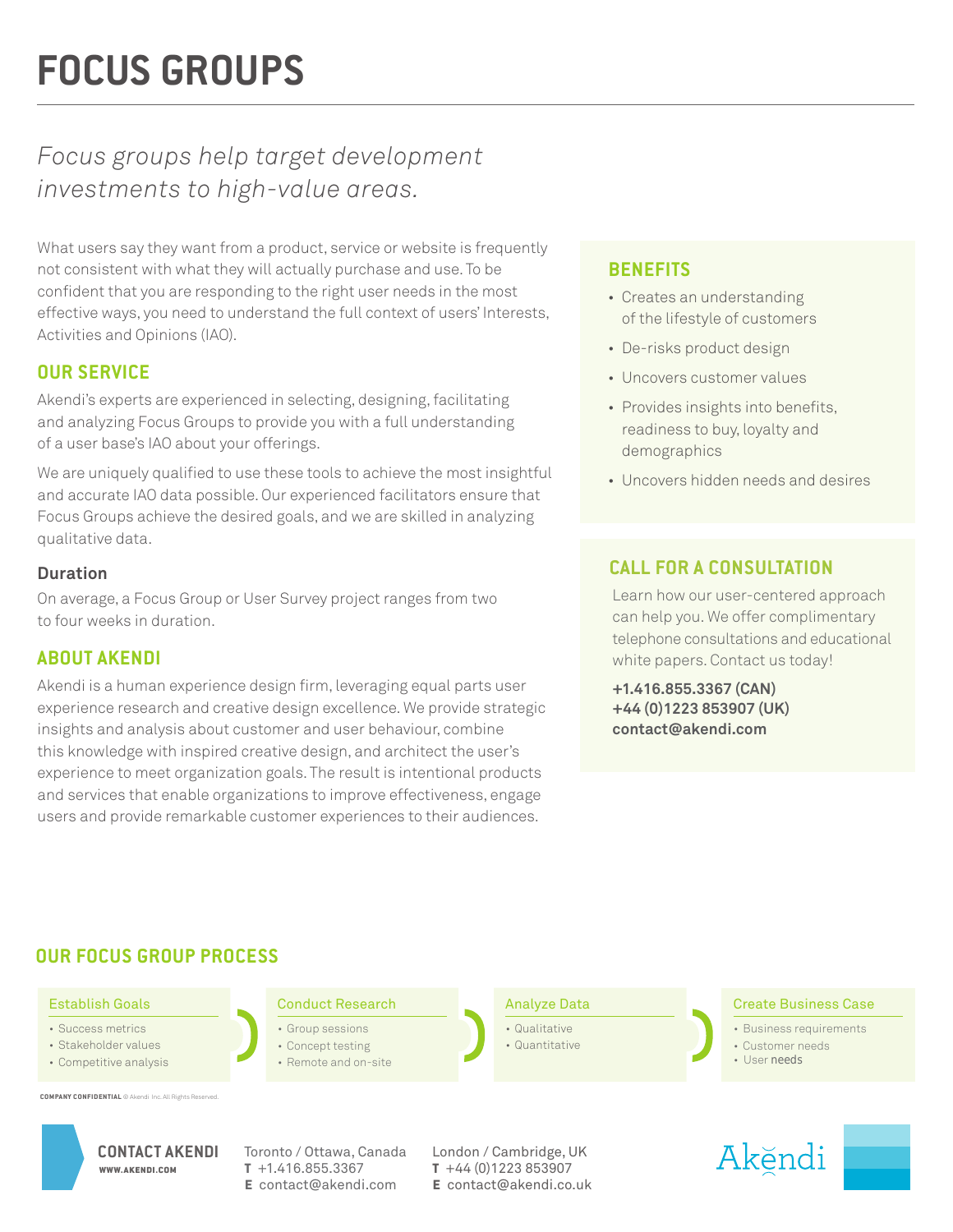# FOCUS GROUPS

*Focus groups help target development investments to high-value areas.*

What users say they want from a product, service or website is frequently not consistent with what they will actually purchase and use. To be confident that you are responding to the right user needs in the most effective ways, you need to understand the full context of users' Interests, Activities and Opinions (IAO).

## OUR SERVICE

Akendi's experts are experienced in selecting, designing, facilitating and analyzing Focus Groups to provide you with a full understanding of a user base's IAO about your offerings.

We are uniquely qualified to use these tools to achieve the most insightful and accurate IAO data possible. Our experienced facilitators ensure that Focus Groups achieve the desired goals, and we are skilled in analyzing qualitative data.

### Duration

On average, a Focus Group or User Survey project ranges from two to four weeks in duration.

## ABOUT AKENDI

Akendi is a human experience design firm, leveraging equal parts user experience research and creative design excellence. We provide strategic insights and analysis about customer and user behaviour, combine this knowledge with inspired creative design, and architect the user's experience to meet organization goals. The result is intentional products and services that enable organizations to improve effectiveness, engage users and provide remarkable customer experiences to their audiences.

## BENEFITS

- Creates an understanding of the lifestyle of customers
- De-risks product design
- Uncovers customer values
- Provides insights into benefits, readiness to buy, loyalty and demographics
- Uncovers hidden needs and desires

## CALL FOR A CONSULTATION

Learn how our user-centered approach can help you. We offer complimentary telephone consultations and educational white papers. Contact us today!

**+1.416.855.3367 (CAN)**
**+44 (0)1223 853907 (UK)**
**contact@akendi.com**

## OUR FOCUS GROUP PROCESS

### Establish Goals

- Success metrics
- Stakeholder values
- Competitive analysis

### Conduct Research

- Group sessions
- Concept testing
- Remote and on-site

### Analyze Data

- Qualitative
- Quantitative

### Create Business Case

- Business requirements
- Customer needs
- User needs

**COMPANY CONFIDENTIAL** © Akendi Inc. All Rights Reserved.

**CONTACT AKENDI**
**WWW.AKENDI.COM**

Toronto / Ottawa, Canada
**T** +1.416.855.3367
**E** contact@akendi.com

London / Cambridge, UK
**T** +44 (0)1223 853907
**E** contact@akendi.co.uk

Akĕndi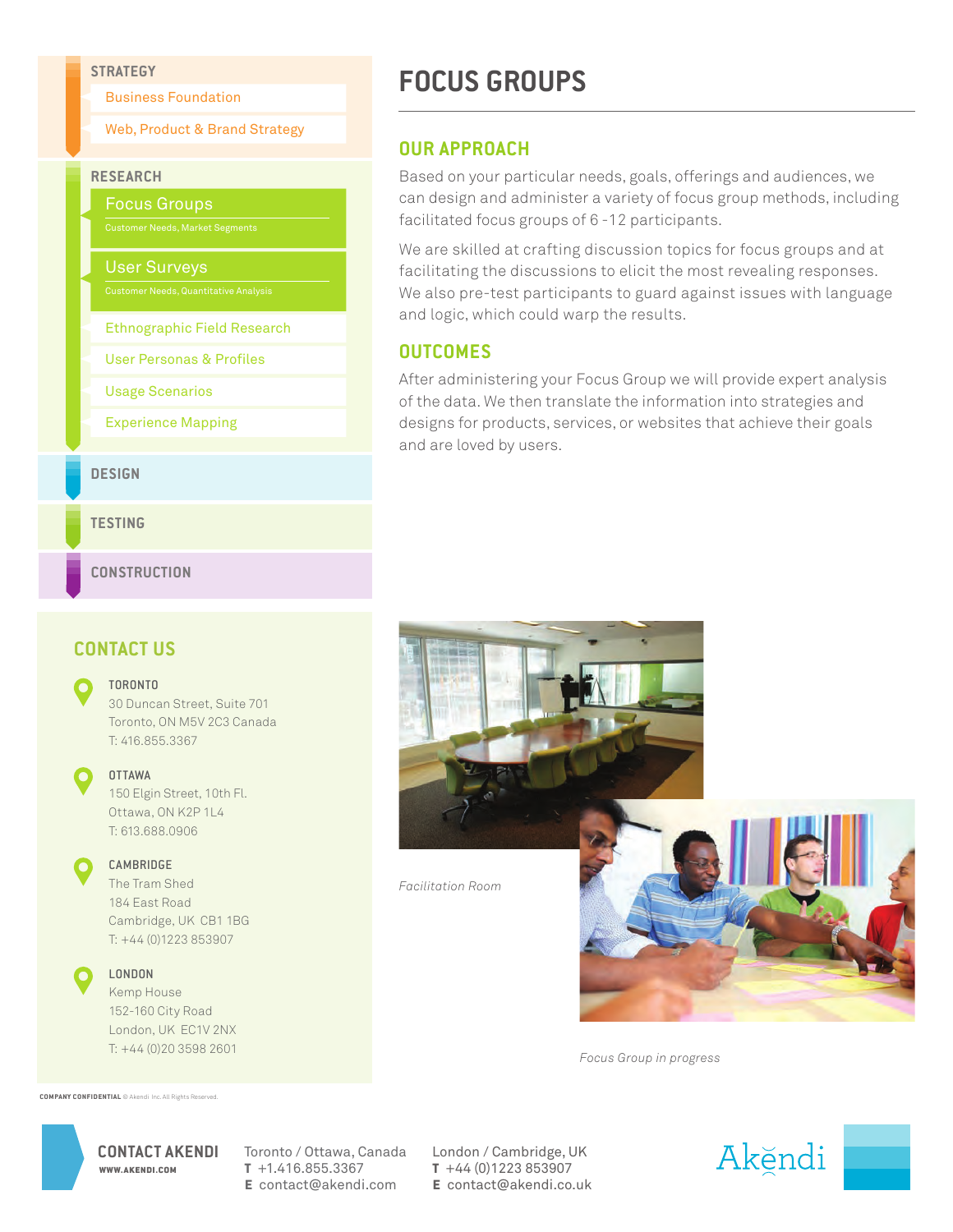**STRATEGY**

- Business Foundation
- Web, Product & Brand Strategy

**RESEARCH**

- Focus Groups
  Customer Needs, Market Segments
- User Surveys
  Customer Needs, Quantitative Analysis
- Ethnographic Field Research
- User Personas & Profiles
- Usage Scenarios
- Experience Mapping

**DESIGN**

**TESTING**

**CONSTRUCTION**

# FOCUS GROUPS

## OUR APPROACH

Based on your particular needs, goals, offerings and audiences, we can design and administer a variety of focus group methods, including facilitated focus groups of 6 -12 participants.

We are skilled at crafting discussion topics for focus groups and at facilitating the discussions to elicit the most revealing responses. We also pre-test participants to guard against issues with language and logic, which could warp the results.

## OUTCOMES

After administering your Focus Group we will provide expert analysis of the data. We then translate the information into strategies and designs for products, services, or websites that achieve their goals and are loved by users.

## CONTACT US

**TORONTO**
30 Duncan Street, Suite 701
Toronto, ON M5V 2C3 Canada
T: 416.855.3367

**OTTAWA**
150 Elgin Street, 10th Fl.
Ottawa, ON K2P 1L4
T: 613.688.0906

**CAMBRIDGE**
The Tram Shed
184 East Road
Cambridge, UK CB1 1BG
T: +44 (0)1223 853907

**LONDON**
Kemp House
152-160 City Road
London, UK EC1V 2NX
T: +44 (0)20 3598 2601

*Facilitation Room*

*Focus Group in progress*

**COMPANY CONFIDENTIAL** © Akendi Inc. All Rights Reserved.

**CONTACT AKENDI**
**WWW.AKENDI.COM**

Toronto / Ottawa, Canada
**T** +1.416.855.3367
**E** contact@akendi.com

London / Cambridge, UK
**T** +44 (0)1223 853907
**E** contact@akendi.co.uk

Akĕndi